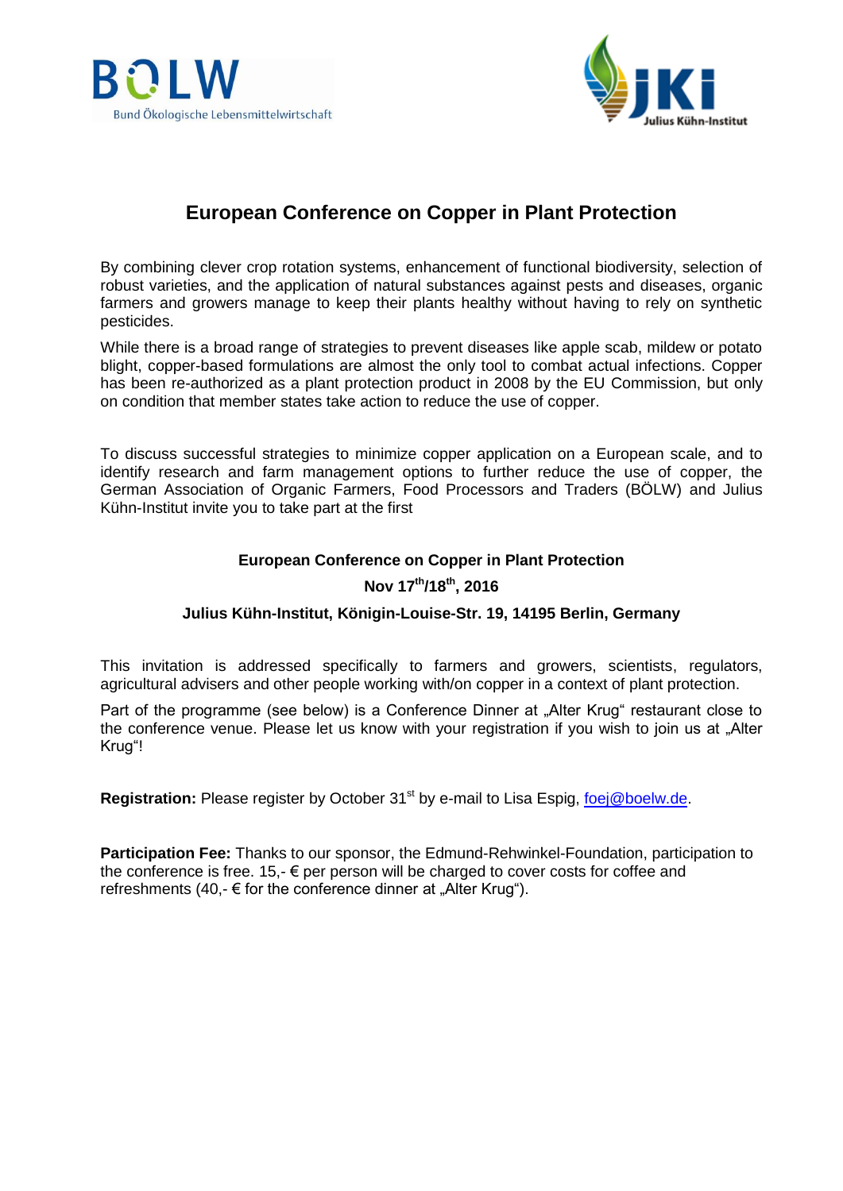BÖLW
Bund Ökologische Lebensmittelwirtschaft

JKI
Julius Kühn-Institut

# European Conference on Copper in Plant Protection

By combining clever crop rotation systems, enhancement of functional biodiversity, selection of robust varieties, and the application of natural substances against pests and diseases, organic farmers and growers manage to keep their plants healthy without having to rely on synthetic pesticides.

While there is a broad range of strategies to prevent diseases like apple scab, mildew or potato blight, copper-based formulations are almost the only tool to combat actual infections. Copper has been re-authorized as a plant protection product in 2008 by the EU Commission, but only on condition that member states take action to reduce the use of copper.

To discuss successful strategies to minimize copper application on a European scale, and to identify research and farm management options to further reduce the use of copper, the German Association of Organic Farmers, Food Processors and Traders (BÖLW) and Julius Kühn-Institut invite you to take part at the first

**European Conference on Copper in Plant Protection**

**Nov 17th/18th, 2016**

**Julius Kühn-Institut, Königin-Louise-Str. 19, 14195 Berlin, Germany**

This invitation is addressed specifically to farmers and growers, scientists, regulators, agricultural advisers and other people working with/on copper in a context of plant protection.

Part of the programme (see below) is a Conference Dinner at „Alter Krug“ restaurant close to the conference venue. Please let us know with your registration if you wish to join us at „Alter Krug“!

**Registration:** Please register by October 31st by e-mail to Lisa Espig, foej@boelw.de.

**Participation Fee:** Thanks to our sponsor, the Edmund-Rehwinkel-Foundation, participation to the conference is free. 15,- € per person will be charged to cover costs for coffee and refreshments (40,- € for the conference dinner at „Alter Krug“).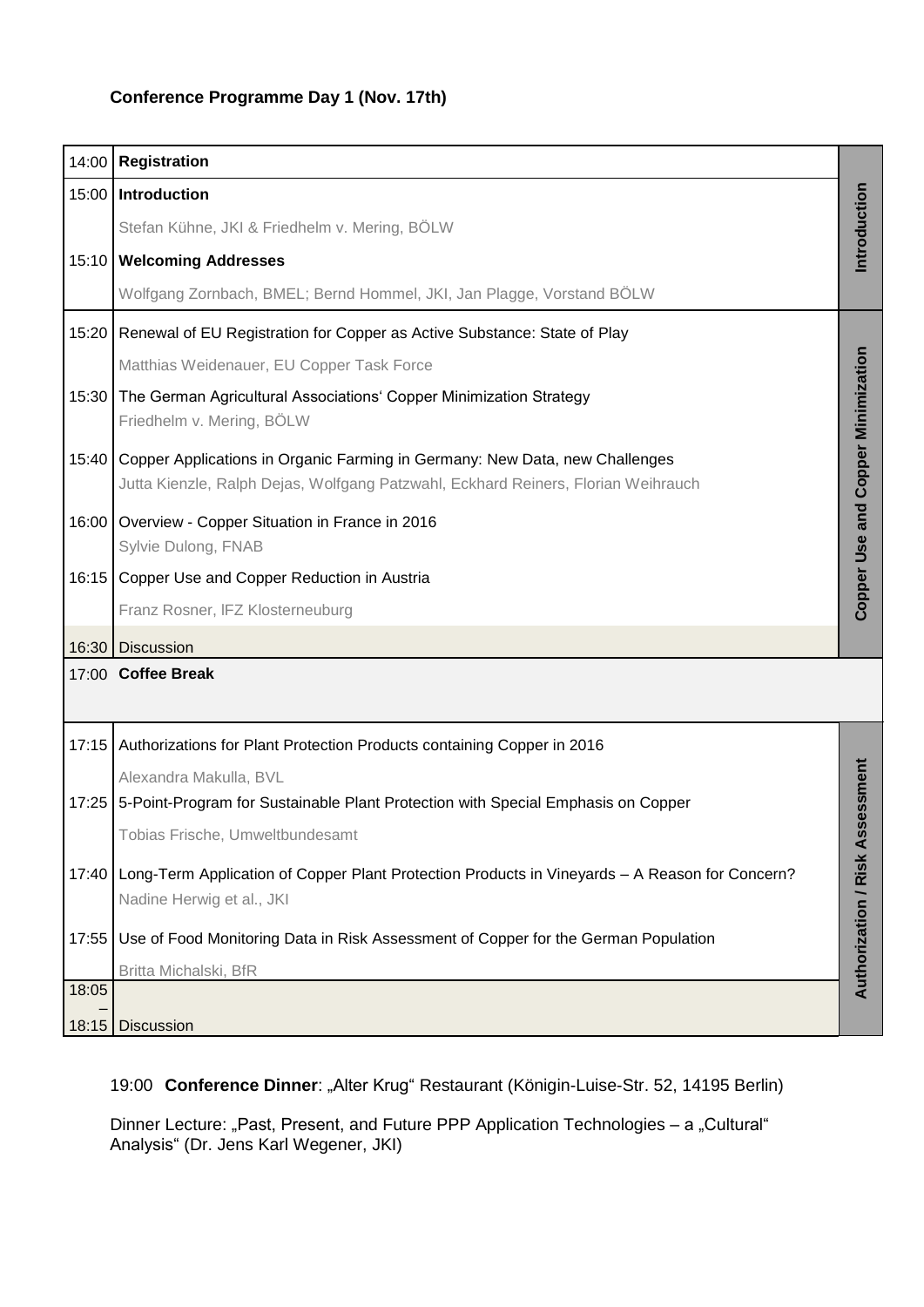**Conference Programme Day 1 (Nov. 17th)**

| | | |
|---|---|---|
| 14:00 | **Registration** | **Introduction** |
| 15:00 | **Introduction**<br>Stefan Kühne, JKI & Friedhelm v. Mering, BÖLW | |
| 15:10 | **Welcoming Addresses**<br>Wolfgang Zornbach, BMEL; Bernd Hommel, JKI, Jan Plagge, Vorstand BÖLW | |
| 15:20 | Renewal of EU Registration for Copper as Active Substance: State of Play<br>Matthias Weidenauer, EU Copper Task Force | **Copper Use and Copper Minimization** |
| 15:30 | The German Agricultural Associations' Copper Minimization Strategy<br>Friedhelm v. Mering, BÖLW | |
| 15:40 | Copper Applications in Organic Farming in Germany: New Data, new Challenges<br>Jutta Kienzle, Ralph Dejas, Wolfgang Patzwahl, Eckhard Reiners, Florian Weihrauch | |
| 16:00 | Overview - Copper Situation in France in 2016<br>Sylvie Dulong, FNAB | |
| 16:15 | Copper Use and Copper Reduction in Austria<br>Franz Rosner, lFZ Klosterneuburg | |
| 16:30 | Discussion | |
| 17:00 | **Coffee Break** | |
| 17:15 | Authorizations for Plant Protection Products containing Copper in 2016<br>Alexandra Makulla, BVL | **Authorization / Risk Assessment** |
| 17:25 | 5-Point-Program for Sustainable Plant Protection with Special Emphasis on Copper<br>Tobias Frische, Umweltbundesamt | |
| 17:40 | Long-Term Application of Copper Plant Protection Products in Vineyards – A Reason for Concern?<br>Nadine Herwig et al., JKI | |
| 17:55 | Use of Food Monitoring Data in Risk Assessment of Copper for the German Population<br>Britta Michalski, BfR | |
| 18:05 – 18:15 | Discussion | |

19:00 **Conference Dinner**: „Alter Krug" Restaurant (Königin-Luise-Str. 52, 14195 Berlin)

Dinner Lecture: „Past, Present, and Future PPP Application Technologies – a „Cultural" Analysis" (Dr. Jens Karl Wegener, JKI)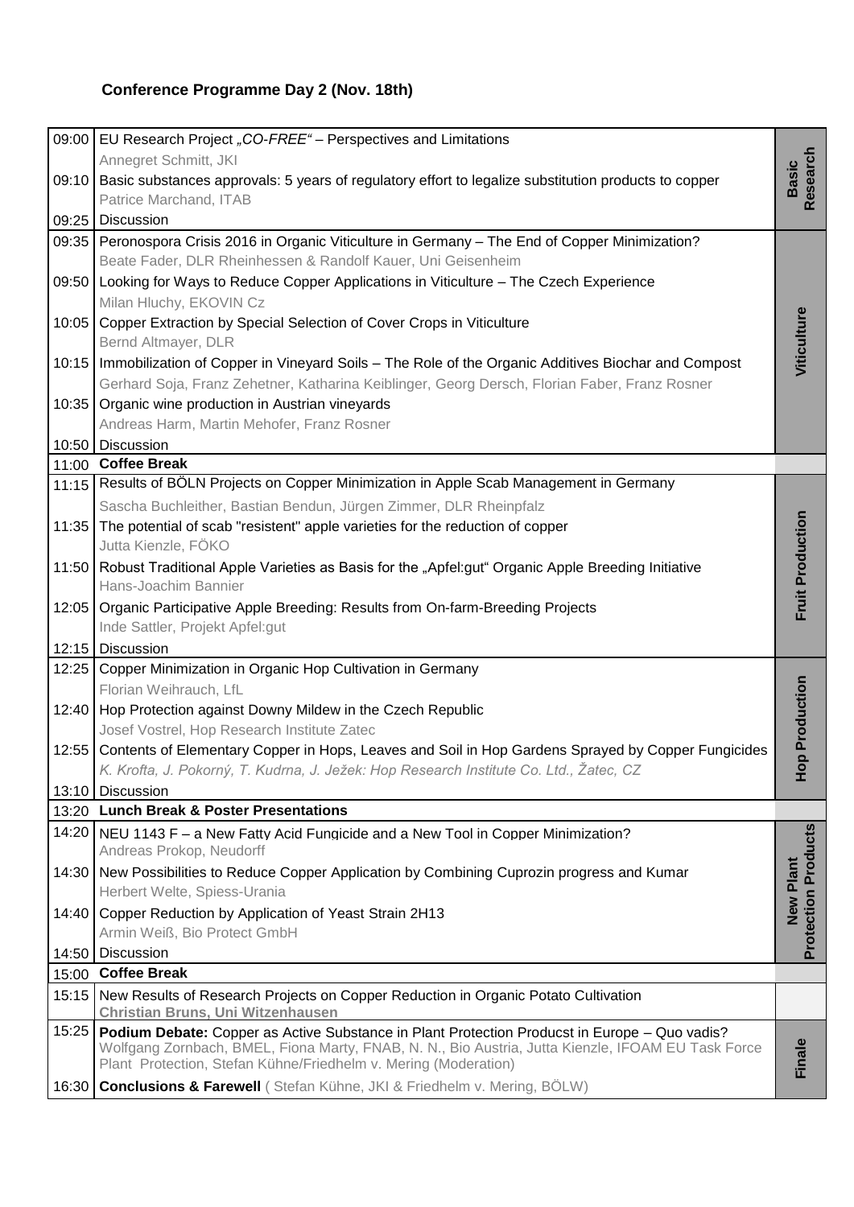**Conference Programme Day 2 (Nov. 18th)**

| Time | Programme | Session |
|---|---|---|
| 09:00 | EU Research Project *„CO-FREE“* – Perspectives and Limitations<br>Annegret Schmitt, JKI | **Basic Research** |
| 09:10 | Basic substances approvals: 5 years of regulatory effort to legalize substitution products to copper<br>Patrice Marchand, ITAB | |
| 09:25 | Discussion | |
| 09:35 | Peronospora Crisis 2016 in Organic Viticulture in Germany – The End of Copper Minimization?<br>Beate Fader, DLR Rheinhessen & Randolf Kauer, Uni Geisenheim | **Viticulture** |
| 09:50 | Looking for Ways to Reduce Copper Applications in Viticulture – The Czech Experience<br>Milan Hluchy, EKOVIN Cz | |
| 10:05 | Copper Extraction by Special Selection of Cover Crops in Viticulture<br>Bernd Altmayer, DLR | |
| 10:15 | Immobilization of Copper in Vineyard Soils – The Role of the Organic Additives Biochar and Compost<br>Gerhard Soja, Franz Zehetner, Katharina Keiblinger, Georg Dersch, Florian Faber, Franz Rosner | |
| 10:35 | Organic wine production in Austrian vineyards<br>Andreas Harm, Martin Mehofer, Franz Rosner | |
| 10:50 | Discussion | |
| 11:00 | **Coffee Break** | |
| 11:15 | Results of BÖLN Projects on Copper Minimization in Apple Scab Management in Germany<br>Sascha Buchleither, Bastian Bendun, Jürgen Zimmer, DLR Rheinpfalz | **Fruit Production** |
| 11:35 | The potential of scab "resistent" apple varieties for the reduction of copper<br>Jutta Kienzle, FÖKO | |
| 11:50 | Robust Traditional Apple Varieties as Basis for the „Apfel:gut“ Organic Apple Breeding Initiative<br>Hans-Joachim Bannier | |
| 12:05 | Organic Participative Apple Breeding: Results from On-farm-Breeding Projects<br>Inde Sattler, Projekt Apfel:gut | |
| 12:15 | Discussion | |
| 12:25 | Copper Minimization in Organic Hop Cultivation in Germany<br>Florian Weihrauch, LfL | **Hop Production** |
| 12:40 | Hop Protection against Downy Mildew in the Czech Republic<br>Josef Vostrel, Hop Research Institute Zatec | |
| 12:55 | Contents of Elementary Copper in Hops, Leaves and Soil in Hop Gardens Sprayed by Copper Fungicides<br>*K. Krofta, J. Pokorný, T. Kudrna, J. Ježek: Hop Research Institute Co. Ltd., Žatec, CZ* | |
| 13:10 | Discussion | |
| 13:20 | **Lunch Break & Poster Presentations** | |
| 14:20 | NEU 1143 F – a New Fatty Acid Fungicide and a New Tool in Copper Minimization?<br>Andreas Prokop, Neudorff | **New Plant Protection Products** |
| 14:30 | New Possibilities to Reduce Copper Application by Combining Cuprozin progress and Kumar<br>Herbert Welte, Spiess-Urania | |
| 14:40 | Copper Reduction by Application of Yeast Strain 2H13<br>Armin Weiß, Bio Protect GmbH | |
| 14:50 | Discussion | |
| 15:00 | **Coffee Break** | |
| 15:15 | New Results of Research Projects on Copper Reduction in Organic Potato Cultivation<br>**Christian Bruns, Uni Witzenhausen** | |
| 15:25 | **Podium Debate:** Copper as Active Substance in Plant Protection Producst in Europe – Quo vadis?<br>Wolfgang Zornbach, BMEL, Fiona Marty, FNAB, N. N., Bio Austria, Jutta Kienzle, IFOAM EU Task Force Plant Protection, Stefan Kühne/Friedhelm v. Mering (Moderation) | **Finale** |
| 16:30 | **Conclusions & Farewell** ( Stefan Kühne, JKI & Friedhelm v. Mering, BÖLW) | |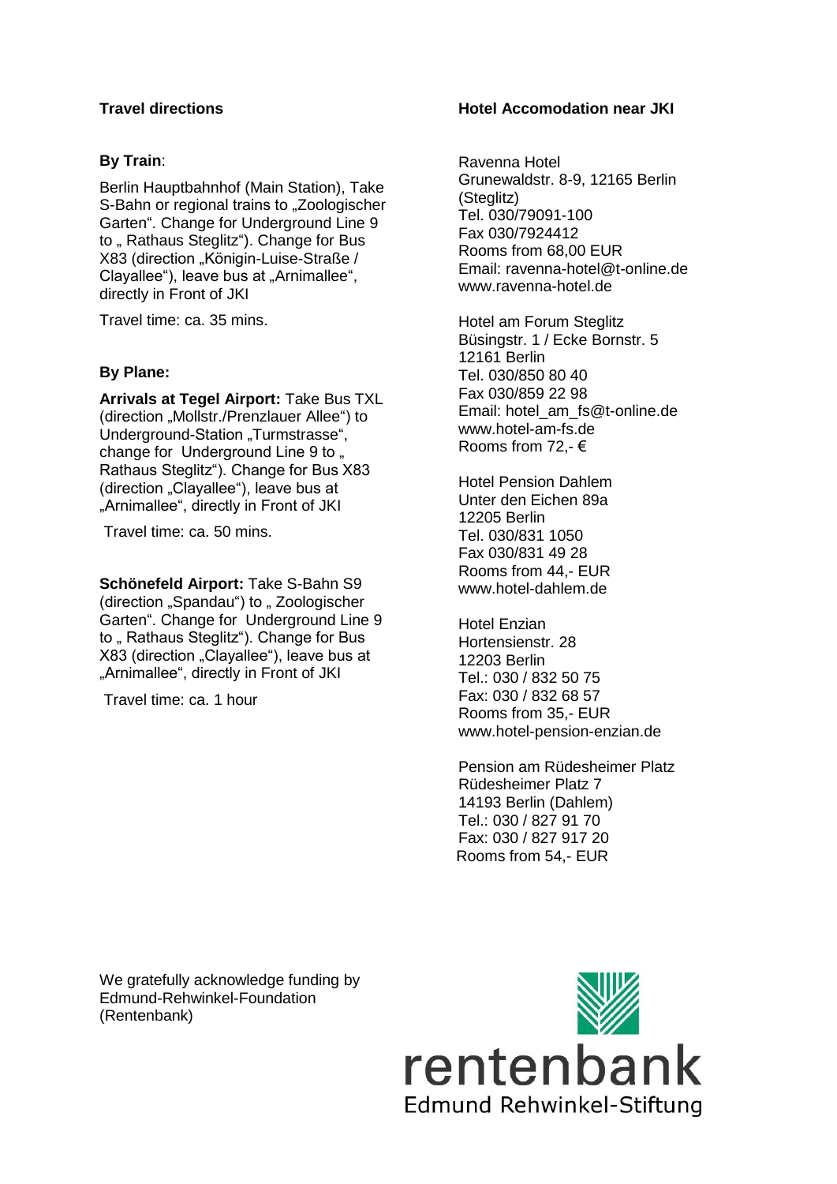## Travel directions

### By Train:

Berlin Hauptbahnhof (Main Station), Take S-Bahn or regional trains to „Zoologischer Garten". Change for Underground Line 9 to „ Rathaus Steglitz"). Change for Bus X83 (direction „Königin-Luise-Straße / Clayallee"), leave bus at „Arnimallee", directly in Front of JKI

Travel time: ca. 35 mins.

### By Plane:

**Arrivals at Tegel Airport:** Take Bus TXL (direction „Mollstr./Prenzlauer Allee") to Underground-Station „Turmstrasse", change for Underground Line 9 to „ Rathaus Steglitz"). Change for Bus X83 (direction „Clayallee"), leave bus at „Arnimallee", directly in Front of JKI

Travel time: ca. 50 mins.

**Schönefeld Airport:** Take S-Bahn S9 (direction „Spandau") to „ Zoologischer Garten". Change for Underground Line 9 to „ Rathaus Steglitz"). Change for Bus X83 (direction „Clayallee"), leave bus at „Arnimallee", directly in Front of JKI

Travel time: ca. 1 hour

## Hotel Accomodation near JKI

Ravenna Hotel
Grunewaldstr. 8-9, 12165 Berlin (Steglitz)
Tel. 030/79091-100
Fax 030/7924412
Rooms from 68,00 EUR
Email: ravenna-hotel@t-online.de
www.ravenna-hotel.de

Hotel am Forum Steglitz
Büsingstr. 1 / Ecke Bornstr. 5
12161 Berlin
Tel. 030/850 80 40
Fax 030/859 22 98
Email: hotel_am_fs@t-online.de
www.hotel-am-fs.de
Rooms from 72,- €

Hotel Pension Dahlem
Unter den Eichen 89a
12205 Berlin
Tel. 030/831 1050
Fax 030/831 49 28
Rooms from 44,- EUR
www.hotel-dahlem.de

Hotel Enzian
Hortensienstr. 28
12203 Berlin
Tel.: 030 / 832 50 75
Fax: 030 / 832 68 57
Rooms from 35,- EUR
www.hotel-pension-enzian.de

Pension am Rüdesheimer Platz
Rüdesheimer Platz 7
14193 Berlin (Dahlem)
Tel.: 030 / 827 91 70
Fax: 030 / 827 917 20
Rooms from 54,- EUR

We gratefully acknowledge funding by Edmund-Rehwinkel-Foundation (Rentenbank)

rentenbank
Edmund Rehwinkel-Stiftung